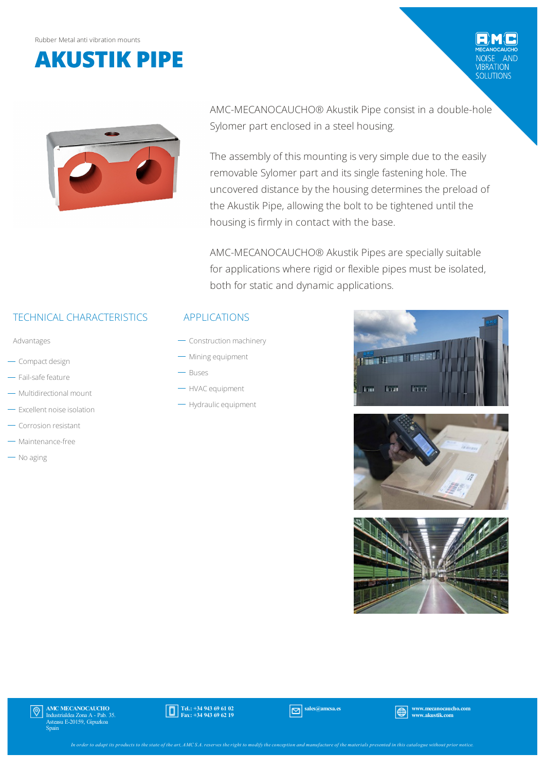Rubber Metal anti vibration mounts

# AKUSTIK PIPE

AMC MECANOCAUCHO
NOISE AND VIBRATION SOLUTIONS

AMC-MECANOCAUCHO® Akustik Pipe consist in a double-hole Sylomer part enclosed in a steel housing.

The assembly of this mounting is very simple due to the easily removable Sylomer part and its single fastening hole. The uncovered distance by the housing determines the preload of the Akustik Pipe, allowing the bolt to be tightened until the housing is firmly in contact with the base.

AMC-MECANOCAUCHO® Akustik Pipes are specially suitable for applications where rigid or flexible pipes must be isolated, both for static and dynamic applications.

## TECHNICAL CHARACTERISTICS

Advantages

- Compact design
- Fail-safe feature
- Multidirectional mount
- Excellent noise isolation
- Corrosion resistant
- Maintenance-free
- No aging

## APPLICATIONS

- Construction machinery
- Mining equipment
- Buses
- HVAC equipment
- Hydraulic equipment

**AMC MECANOCAUCHO**
Industrialdea Zona A - Pab. 35.
Asteasu E-20159, Gipuzkoa
Spain

**Tel.: +34 943 69 61 02**
**Fax: +34 943 69 62 19**

**sales@amcsa.es**

**www.mecanocaucho.com**
**www.akustik.com**

*In order to adapt its products to the state of the art, AMC S.A. reserves the right to modify the conception and manufacture of the materials presented in this catalogue without prior notice.*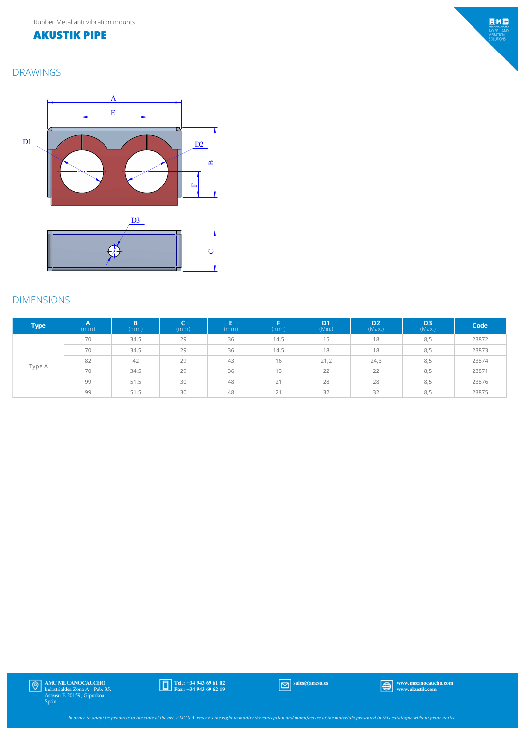Rubber Metal anti vibration mounts

# AKUSTIK PIPE

## DRAWINGS

## DIMENSIONS

| Type | A (mm) | B (mm) | C (mm) | E (mm) | F (mm) | D1 (Min.) | D2 (Max.) | D3 (Max.) | Code |
|---|---|---|---|---|---|---|---|---|---|
| Type A | 70 | 34,5 | 29 | 36 | 14,5 | 15 | 18 | 8,5 | 23872 |
| | 70 | 34,5 | 29 | 36 | 14,5 | 18 | 18 | 8,5 | 23873 |
| | 82 | 42 | 29 | 43 | 16 | 21,2 | 24,3 | 8,5 | 23874 |
| | 70 | 34,5 | 29 | 36 | 13 | 22 | 22 | 8,5 | 23871 |
| | 99 | 51,5 | 30 | 48 | 21 | 28 | 28 | 8,5 | 23876 |
| | 99 | 51,5 | 30 | 48 | 21 | 32 | 32 | 8,5 | 23875 |

**AMC MECANOCAUCHO**
Industrialdea Zona A - Pab. 35.
Asteasu E-20159, Gipuzkoa
Spain

**Tel.: +34 943 69 61 02**
**Fax: +34 943 69 62 19**

**sales@amcsa.es**

**www.mecanocaucho.com**
**www.akustik.com**

*In order to adapt its products to the state of the art, AMC S.A. reserves the right to modify the conception and manufacture of the materials presented in this catalogue without prior notice.*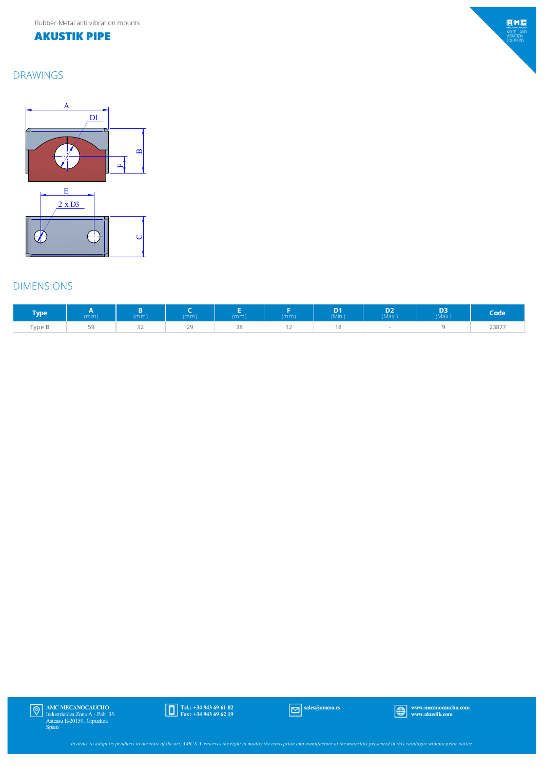Rubber Metal anti vibration mounts

# AKUSTIK PIPE

## DRAWINGS

A

D1

B

F

E

2 x D3

C

## DIMENSIONS

| Type | A (mm) | B (mm) | C (mm) | E (mm) | F (mm) | D1 (Min.) | D2 (Max.) | D3 (Max.) | Code |
|---|---|---|---|---|---|---|---|---|---|
| Type B | 59 | 32 | 29 | 38 | 12 | 18 | - | 9 | 23877 |

**AMC MECANOCAUCHO**
Industrialdea Zona A - Pab. 35.
Asteasu E-20159, Gipuzkoa
Spain

**Tel.: +34 943 69 61 02**
**Fax: +34 943 69 62 19**

**sales@amcsa.es**

**www.mecanocaucho.com**
**www.akustik.com**

*In order to adapt its products to the state of the art, AMC S.A. reserves the right to modify the conception and manufacture of the materials presented in this catalogue without prior notice.*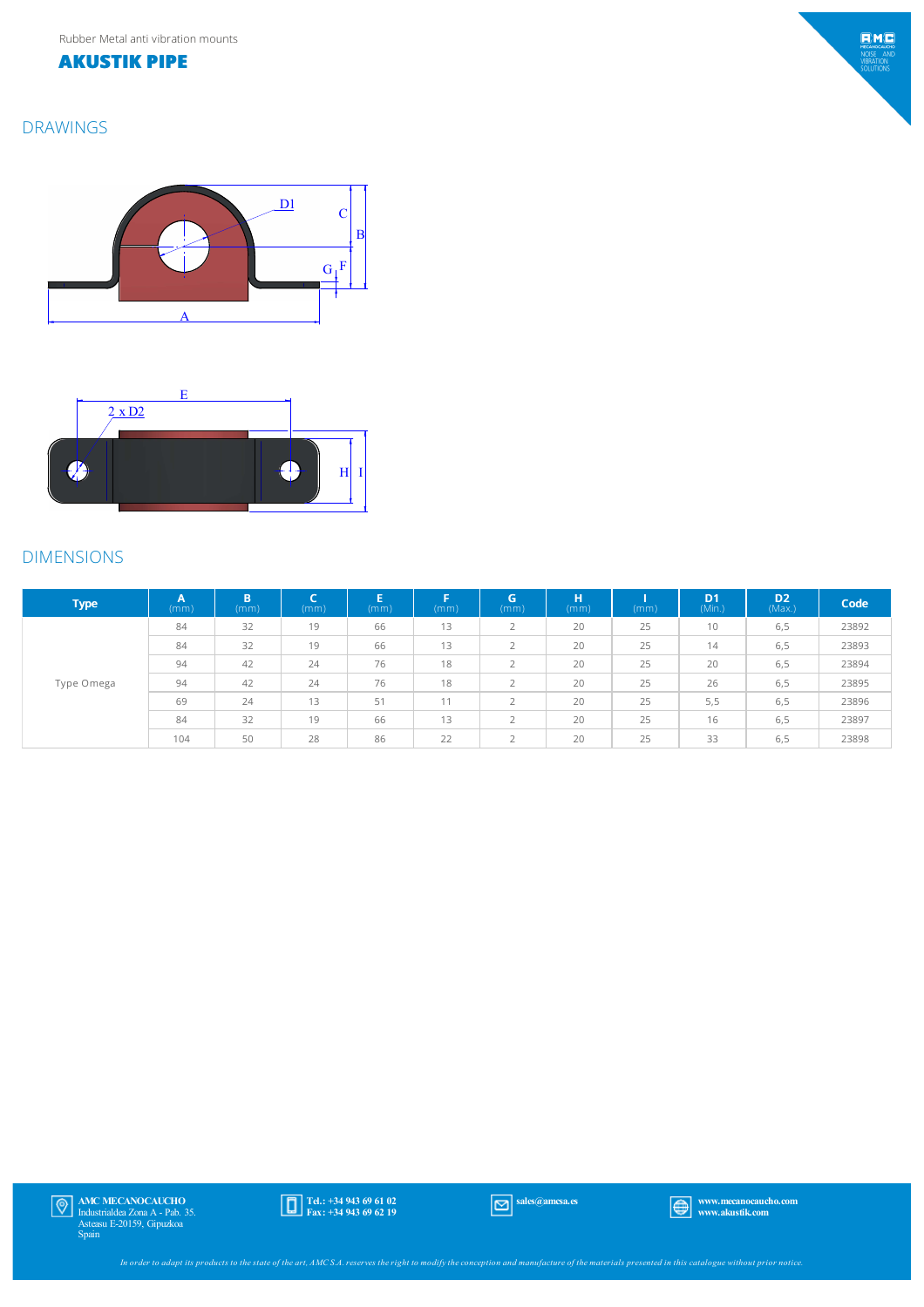Rubber Metal anti vibration mounts

# AKUSTIK PIPE

## DRAWINGS

## DIMENSIONS

| Type | A (mm) | B (mm) | C (mm) | E (mm) | F (mm) | G (mm) | H (mm) | I (mm) | D1 (Min.) | D2 (Max.) | Code |
|---|---|---|---|---|---|---|---|---|---|---|---|
| Type Omega | 84 | 32 | 19 | 66 | 13 | 2 | 20 | 25 | 10 | 6,5 | 23892 |
| | 84 | 32 | 19 | 66 | 13 | 2 | 20 | 25 | 14 | 6,5 | 23893 |
| | 94 | 42 | 24 | 76 | 18 | 2 | 20 | 25 | 20 | 6,5 | 23894 |
| | 94 | 42 | 24 | 76 | 18 | 2 | 20 | 25 | 26 | 6,5 | 23895 |
| | 69 | 24 | 13 | 51 | 11 | 2 | 20 | 25 | 5,5 | 6,5 | 23896 |
| | 84 | 32 | 19 | 66 | 13 | 2 | 20 | 25 | 16 | 6,5 | 23897 |
| | 104 | 50 | 28 | 86 | 22 | 2 | 20 | 25 | 33 | 6,5 | 23898 |

**AMC MECANOCAUCHO**
Industrialdea Zona A - Pab. 35.
Asteasu E-20159, Gipuzkoa
Spain

**Tel.: +34 943 69 61 02**
**Fax: +34 943 69 62 19**

**sales@amcsa.es**

**www.mecanocaucho.com**
**www.akustik.com**

*In order to adapt its products to the state of the art, AMC S.A. reserves the right to modify the conception and manufacture of the materials presented in this catalogue without prior notice.*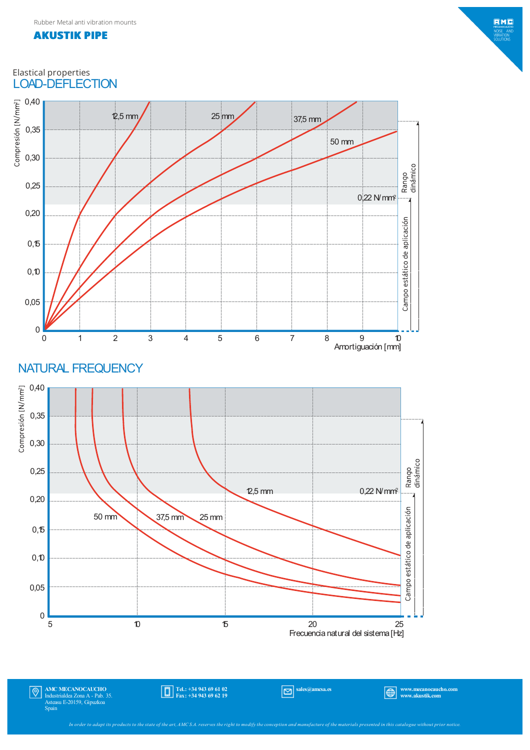Rubber Metal anti vibration mounts

## AKUSTIK PIPE

Elastical properties

## LOAD-DEFLECTION

Compresión [N/mm²]

0,40
0,35
0,30
0,25
0,20
0,15
0,10
0,05
0

0 1 2 3 4 5 6 7 8 9 10

Amortiguación [mm]

12,5 mm
25 mm
37,5 mm
50 mm

0,22 N/mm²

Rango dinámico

Campo estático de aplicación

## NATURAL FREQUENCY

Compresión [N/mm²]

0,40
0,35
0,30
0,25
0,20
0,15
0,10
0,05
0

5 10 15 20 25

Frecuencia natural del sistema [Hz]

12,5 mm
50 mm
37,5 mm
25 mm

0,22 N/mm²

Rango dinámico

Campo estático de aplicación

**AMC MECANOCAUCHO**
Industrialdea Zona A - Pab. 35.
Asteasu E-20159, Gipuzkoa
Spain

**Tel.: +34 943 69 61 02**
**Fax: +34 943 69 62 19**

**sales@amcsa.es**

**www.mecanocaucho.com**
**www.akustik.com**

*In order to adapt its products to the state of the art, AMC S.A. reserves the right to modify the conception and manufacture of the materials presented in this catalogue without prior notice.*